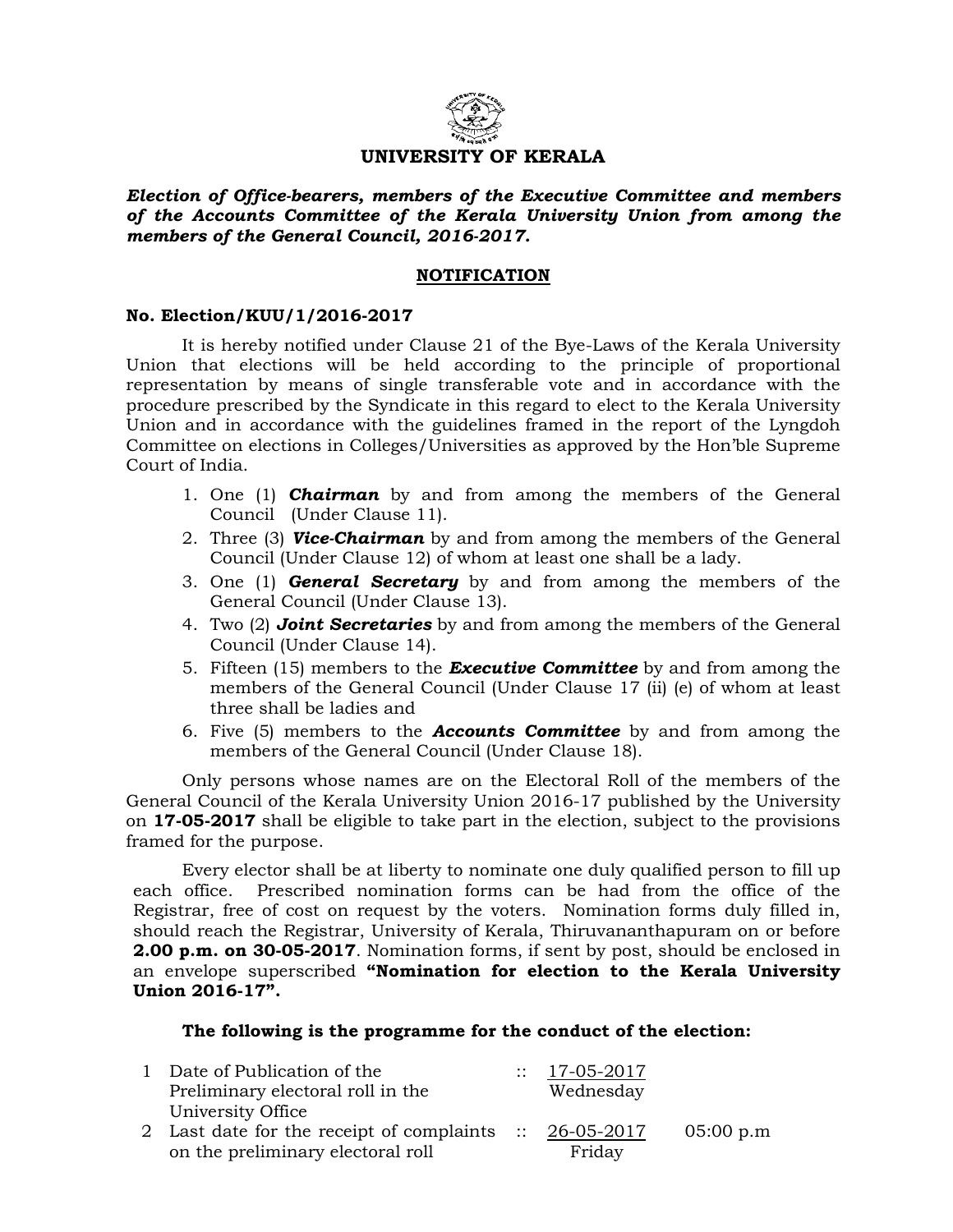# UNIVERSITY OF KERALA

***Election of Office-bearers, members of the Executive Committee and members of the Accounts Committee of the Kerala University Union from among the members of the General Council, 2016-2017.***

## NOTIFICATION

**No. Election/KUU/1/2016-2017**

It is hereby notified under Clause 21 of the Bye-Laws of the Kerala University Union that elections will be held according to the principle of proportional representation by means of single transferable vote and in accordance with the procedure prescribed by the Syndicate in this regard to elect to the Kerala University Union and in accordance with the guidelines framed in the report of the Lyngdoh Committee on elections in Colleges/Universities as approved by the Hon'ble Supreme Court of India.

1. One (1) ***Chairman*** by and from among the members of the General Council (Under Clause 11).
2. Three (3) ***Vice-Chairman*** by and from among the members of the General Council (Under Clause 12) of whom at least one shall be a lady.
3. One (1) ***General Secretary*** by and from among the members of the General Council (Under Clause 13).
4. Two (2) ***Joint Secretaries*** by and from among the members of the General Council (Under Clause 14).
5. Fifteen (15) members to the ***Executive Committee*** by and from among the members of the General Council (Under Clause 17 (ii) (e) of whom at least three shall be ladies and
6. Five (5) members to the ***Accounts Committee*** by and from among the members of the General Council (Under Clause 18).

Only persons whose names are on the Electoral Roll of the members of the General Council of the Kerala University Union 2016-17 published by the University on **17-05-2017** shall be eligible to take part in the election, subject to the provisions framed for the purpose.

Every elector shall be at liberty to nominate one duly qualified person to fill up each office. Prescribed nomination forms can be had from the office of the Registrar, free of cost on request by the voters. Nomination forms duly filled in, should reach the Registrar, University of Kerala, Thiruvananthapuram on or before **2.00 p.m. on 30-05-2017**. Nomination forms, if sent by post, should be enclosed in an envelope superscribed **"Nomination for election to the Kerala University Union 2016-17".**

**The following is the programme for the conduct of the election:**

| | | | | |
|---|---|---|---|---|
| 1 | Date of Publication of the Preliminary electoral roll in the University Office | :: | 17-05-2017 Wednesday | |
| 2 | Last date for the receipt of complaints on the preliminary electoral roll | :: | 26-05-2017 Friday | 05:00 p.m |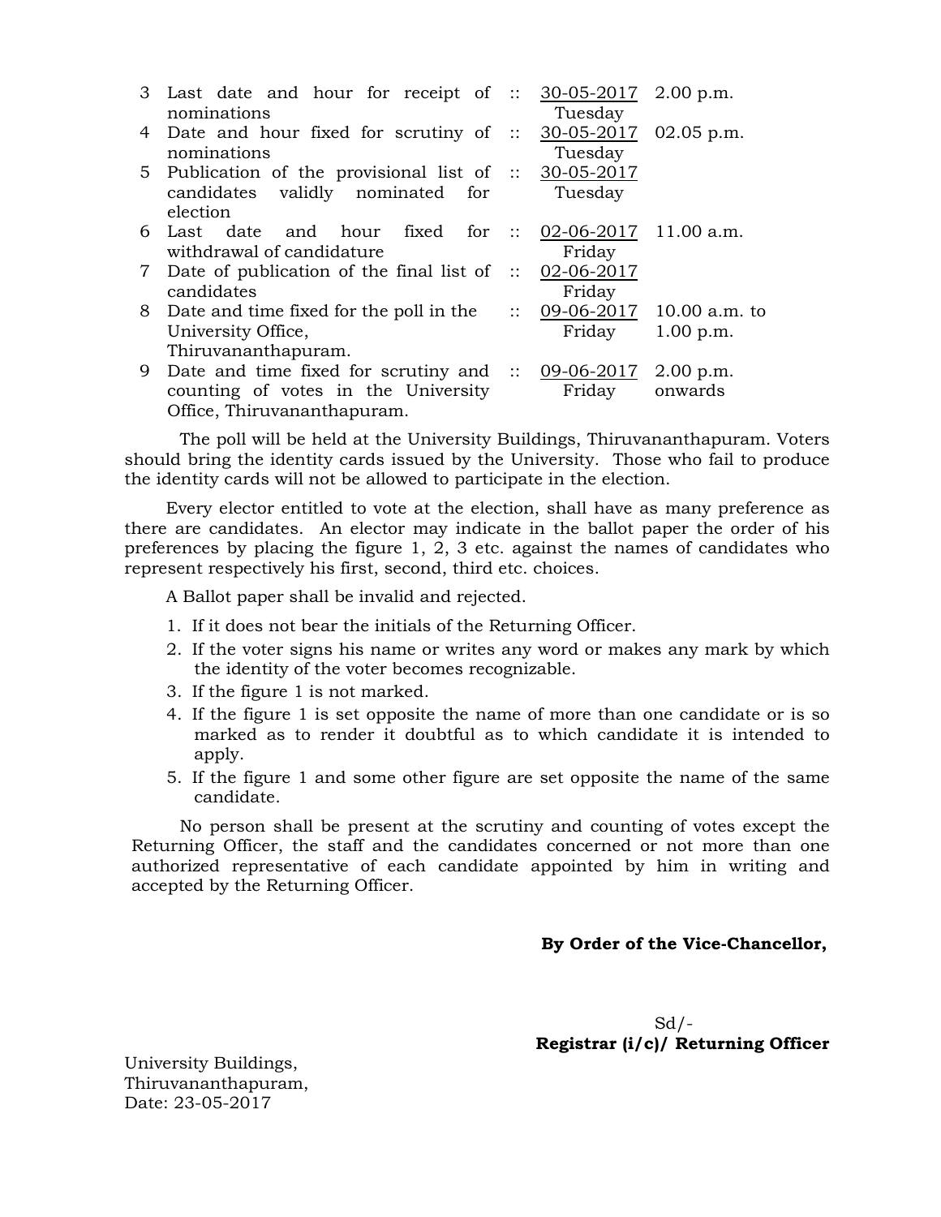| | | | | |
|---|---|---|---|---|
| 3 | Last date and hour for receipt of nominations | :: | 30-05-2017 Tuesday | 2.00 p.m. |
| 4 | Date and hour fixed for scrutiny of nominations | :: | 30-05-2017 Tuesday | 02.05 p.m. |
| 5 | Publication of the provisional list of candidates validly nominated for election | :: | 30-05-2017 Tuesday | |
| 6 | Last date and hour fixed for withdrawal of candidature | :: | 02-06-2017 Friday | 11.00 a.m. |
| 7 | Date of publication of the final list of candidates | :: | 02-06-2017 Friday | |
| 8 | Date and time fixed for the poll in the University Office, Thiruvananthapuram. | :: | 09-06-2017 Friday | 10.00 a.m. to 1.00 p.m. |
| 9 | Date and time fixed for scrutiny and counting of votes in the University Office, Thiruvananthapuram. | :: | 09-06-2017 Friday | 2.00 p.m. onwards |

The poll will be held at the University Buildings, Thiruvananthapuram. Voters should bring the identity cards issued by the University. Those who fail to produce the identity cards will not be allowed to participate in the election.

Every elector entitled to vote at the election, shall have as many preference as there are candidates. An elector may indicate in the ballot paper the order of his preferences by placing the figure 1, 2, 3 etc. against the names of candidates who represent respectively his first, second, third etc. choices.

A Ballot paper shall be invalid and rejected.

1. If it does not bear the initials of the Returning Officer.
2. If the voter signs his name or writes any word or makes any mark by which the identity of the voter becomes recognizable.
3. If the figure 1 is not marked.
4. If the figure 1 is set opposite the name of more than one candidate or is so marked as to render it doubtful as to which candidate it is intended to apply.
5. If the figure 1 and some other figure are set opposite the name of the same candidate.

No person shall be present at the scrutiny and counting of votes except the Returning Officer, the staff and the candidates concerned or not more than one authorized representative of each candidate appointed by him in writing and accepted by the Returning Officer.

**By Order of the Vice-Chancellor,**

Sd/-
**Registrar (i/c)/ Returning Officer**

University Buildings,
Thiruvananthapuram,
Date: 23-05-2017